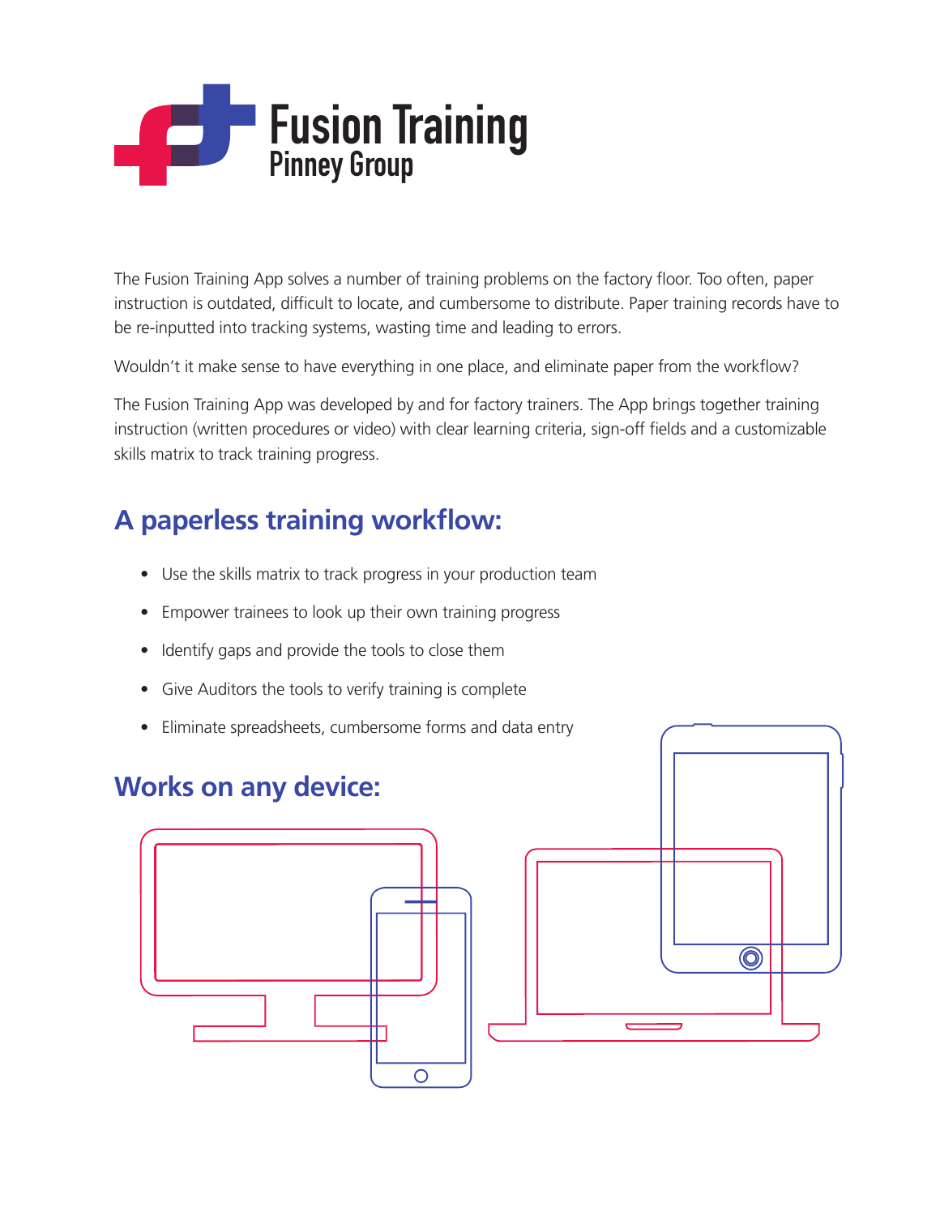# Fusion Training
Pinney Group

The Fusion Training App solves a number of training problems on the factory floor. Too often, paper instruction is outdated, difficult to locate, and cumbersome to distribute. Paper training records have to be re-inputted into tracking systems, wasting time and leading to errors.

Wouldn't it make sense to have everything in one place, and eliminate paper from the workflow?

The Fusion Training App was developed by and for factory trainers. The App brings together training instruction (written procedures or video) with clear learning criteria, sign-off fields and a customizable skills matrix to track training progress.

## A paperless training workflow:

- Use the skills matrix to track progress in your production team
- Empower trainees to look up their own training progress
- Identify gaps and provide the tools to close them
- Give Auditors the tools to verify training is complete
- Eliminate spreadsheets, cumbersome forms and data entry

## Works on any device: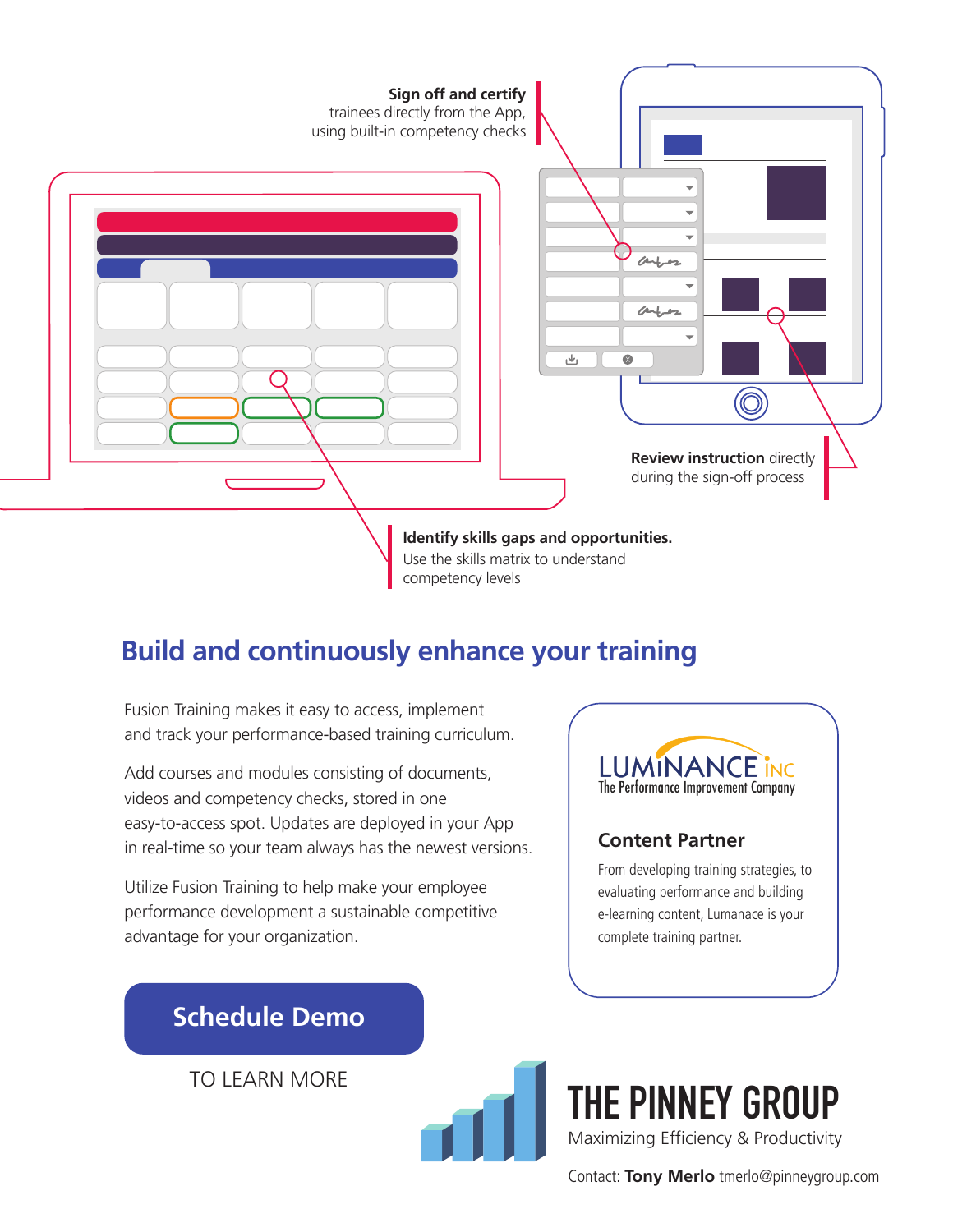**Sign off and certify** trainees directly from the App, using built-in competency checks

**Review instruction** directly during the sign-off process

**Identify skills gaps and opportunities.** Use the skills matrix to understand competency levels

## Build and continuously enhance your training

Fusion Training makes it easy to access, implement and track your performance-based training curriculum.

Add courses and modules consisting of documents, videos and competency checks, stored in one easy-to-access spot. Updates are deployed in your App in real-time so your team always has the newest versions.

Utilize Fusion Training to help make your employee performance development a sustainable competitive advantage for your organization.

LUMINANCE INC
The Performance Improvement Company

### Content Partner

From developing training strategies, to evaluating performance and building e-learning content, Lumanace is your complete training partner.

**Schedule Demo**

TO LEARN MORE

THE PINNEY GROUP
Maximizing Efficiency & Productivity

Contact: **Tony Merlo** tmerlo@pinneygroup.com